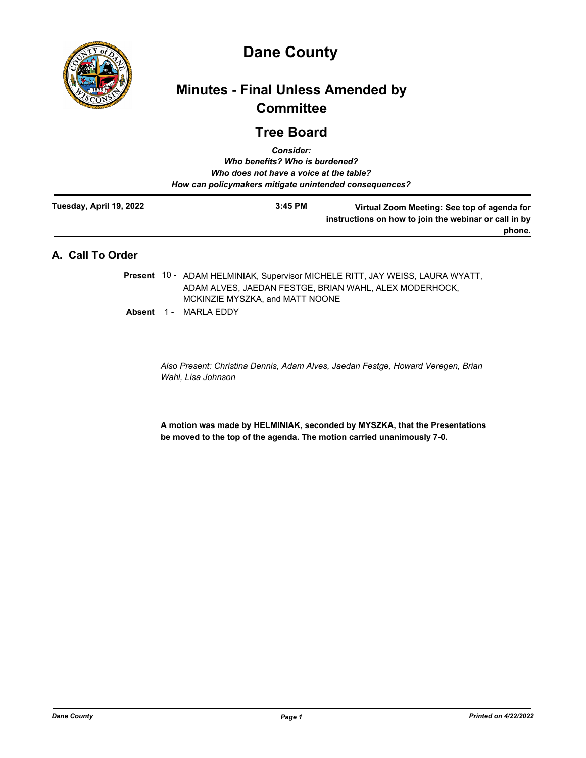# Dane County

## Minutes - Final Unless Amended by Committee

## Tree Board

*Consider:*
*Who benefits? Who is burdened?*
*Who does not have a voice at the table?*
*How can policymakers mitigate unintended consequences?*

**Tuesday, April 19, 2022** **3:45 PM** **Virtual Zoom Meeting: See top of agenda for instructions on how to join the webinar or call in by phone.**

## A. Call To Order

**Present** 10 - ADAM HELMINIAK, Supervisor MICHELE RITT, JAY WEISS, LAURA WYATT, ADAM ALVES, JAEDAN FESTGE, BRIAN WAHL, ALEX MODERHOCK, MCKINZIE MYSZKA, and MATT NOONE

**Absent** 1 - MARLA EDDY

*Also Present: Christina Dennis, Adam Alves, Jaedan Festge, Howard Veregen, Brian Wahl, Lisa Johnson*

**A motion was made by HELMINIAK, seconded by MYSZKA, that the Presentations be moved to the top of the agenda. The motion carried unanimously 7-0.**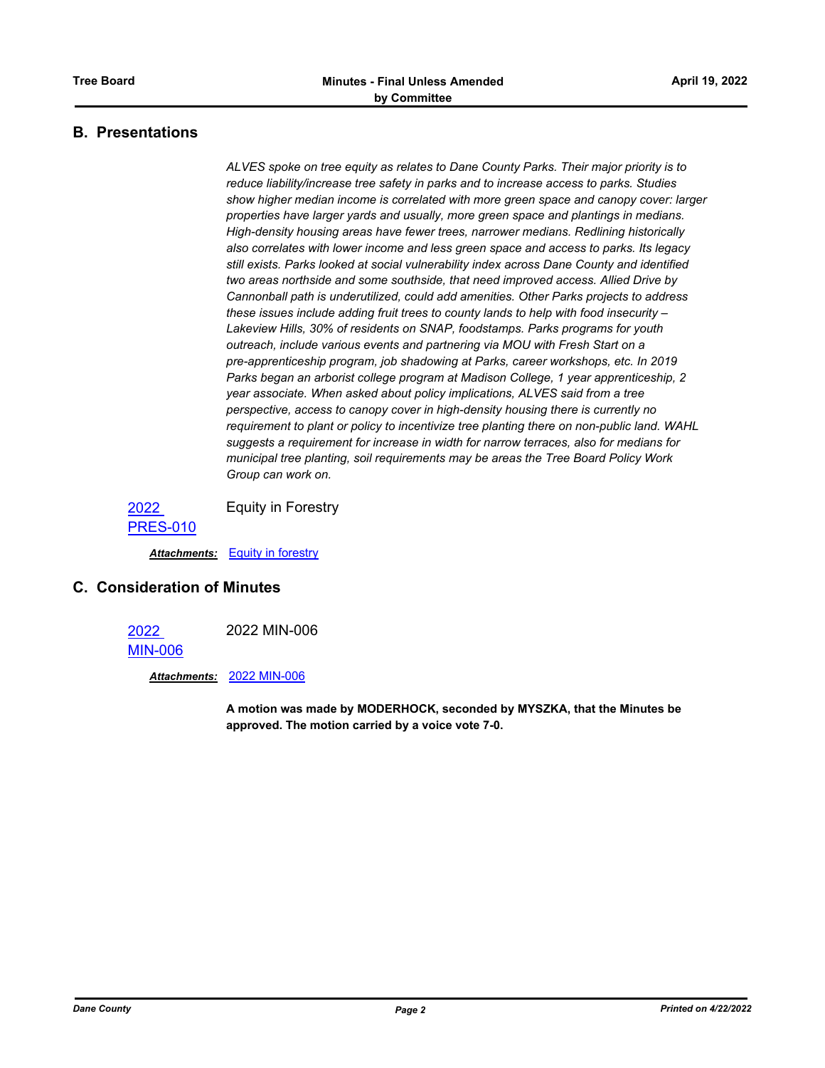## B. Presentations

*ALVES spoke on tree equity as relates to Dane County Parks. Their major priority is to reduce liability/increase tree safety in parks and to increase access to parks. Studies show higher median income is correlated with more green space and canopy cover: larger properties have larger yards and usually, more green space and plantings in medians. High-density housing areas have fewer trees, narrower medians. Redlining historically also correlates with lower income and less green space and access to parks. Its legacy still exists. Parks looked at social vulnerability index across Dane County and identified two areas northside and some southside, that need improved access. Allied Drive by Cannonball path is underutilized, could add amenities. Other Parks projects to address these issues include adding fruit trees to county lands to help with food insecurity – Lakeview Hills, 30% of residents on SNAP, foodstamps. Parks programs for youth outreach, include various events and partnering via MOU with Fresh Start on a pre-apprenticeship program, job shadowing at Parks, career workshops, etc. In 2019 Parks began an arborist college program at Madison College, 1 year apprenticeship, 2 year associate. When asked about policy implications, ALVES said from a tree perspective, access to canopy cover in high-density housing there is currently no requirement to plant or policy to incentivize tree planting there on non-public land. WAHL suggests a requirement for increase in width for narrow terraces, also for medians for municipal tree planting, soil requirements may be areas the Tree Board Policy Work Group can work on.*

2022 PRES-010 — Equity in Forestry

***Attachments:*** Equity in forestry

## C. Consideration of Minutes

2022 MIN-006 — 2022 MIN-006

***Attachments:*** 2022 MIN-006

**A motion was made by MODERHOCK, seconded by MYSZKA, that the Minutes be approved. The motion carried by a voice vote 7-0.**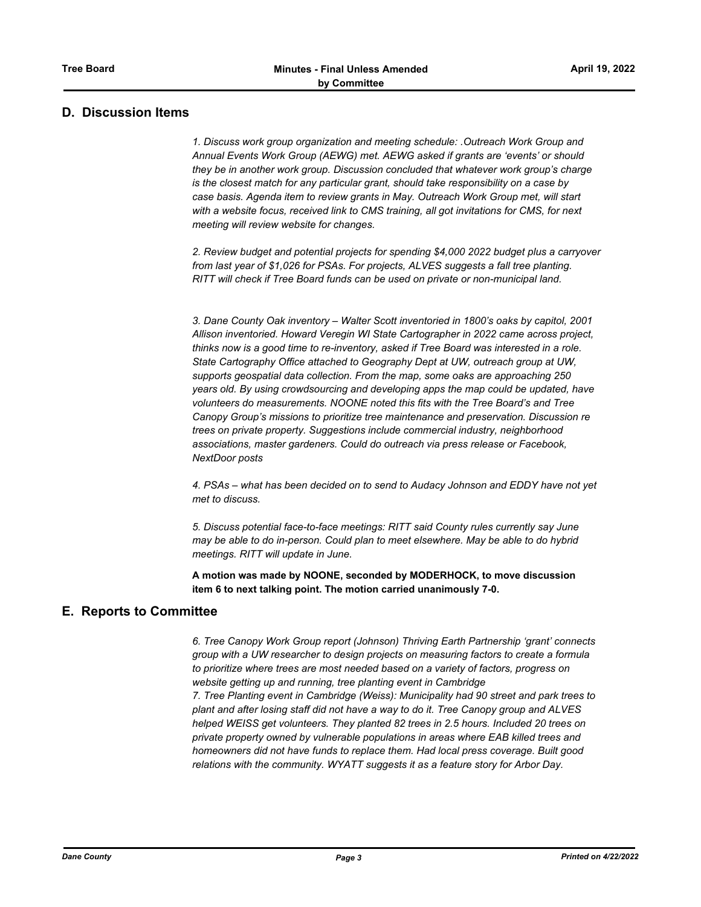## D. Discussion Items

*1. Discuss work group organization and meeting schedule: .Outreach Work Group and Annual Events Work Group (AEWG) met. AEWG asked if grants are 'events' or should they be in another work group. Discussion concluded that whatever work group's charge is the closest match for any particular grant, should take responsibility on a case by case basis. Agenda item to review grants in May. Outreach Work Group met, will start with a website focus, received link to CMS training, all got invitations for CMS, for next meeting will review website for changes.*

*2. Review budget and potential projects for spending $4,000 2022 budget plus a carryover from last year of $1,026 for PSAs. For projects, ALVES suggests a fall tree planting. RITT will check if Tree Board funds can be used on private or non-municipal land.*

*3. Dane County Oak inventory – Walter Scott inventoried in 1800's oaks by capitol, 2001 Allison inventoried. Howard Veregin WI State Cartographer in 2022 came across project, thinks now is a good time to re-inventory, asked if Tree Board was interested in a role. State Cartography Office attached to Geography Dept at UW, outreach group at UW, supports geospatial data collection. From the map, some oaks are approaching 250 years old. By using crowdsourcing and developing apps the map could be updated, have volunteers do measurements. NOONE noted this fits with the Tree Board's and Tree Canopy Group's missions to prioritize tree maintenance and preservation. Discussion re trees on private property. Suggestions include commercial industry, neighborhood associations, master gardeners. Could do outreach via press release or Facebook, NextDoor posts*

*4. PSAs – what has been decided on to send to Audacy Johnson and EDDY have not yet met to discuss.*

*5. Discuss potential face-to-face meetings: RITT said County rules currently say June may be able to do in-person. Could plan to meet elsewhere. May be able to do hybrid meetings. RITT will update in June.*

**A motion was made by NOONE, seconded by MODERHOCK, to move discussion item 6 to next talking point. The motion carried unanimously 7-0.**

## E. Reports to Committee

*6. Tree Canopy Work Group report (Johnson) Thriving Earth Partnership 'grant' connects group with a UW researcher to design projects on measuring factors to create a formula to prioritize where trees are most needed based on a variety of factors, progress on website getting up and running, tree planting event in Cambridge*
*7. Tree Planting event in Cambridge (Weiss): Municipality had 90 street and park trees to plant and after losing staff did not have a way to do it. Tree Canopy group and ALVES helped WEISS get volunteers. They planted 82 trees in 2.5 hours. Included 20 trees on private property owned by vulnerable populations in areas where EAB killed trees and homeowners did not have funds to replace them. Had local press coverage. Built good relations with the community. WYATT suggests it as a feature story for Arbor Day.*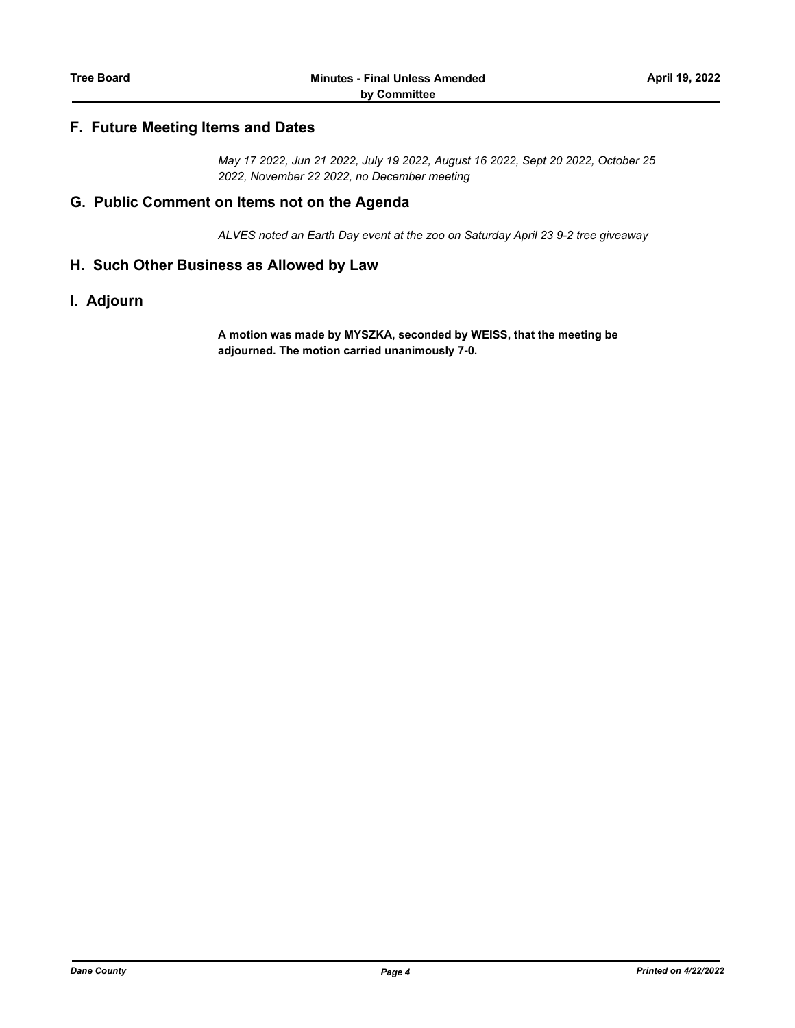## F. Future Meeting Items and Dates

*May 17 2022, Jun 21 2022, July 19 2022, August 16 2022, Sept 20 2022, October 25 2022, November 22 2022, no December meeting*

## G. Public Comment on Items not on the Agenda

*ALVES noted an Earth Day event at the zoo on Saturday April 23 9-2 tree giveaway*

## H. Such Other Business as Allowed by Law

## I. Adjourn

**A motion was made by MYSZKA, seconded by WEISS, that the meeting be adjourned. The motion carried unanimously 7-0.**